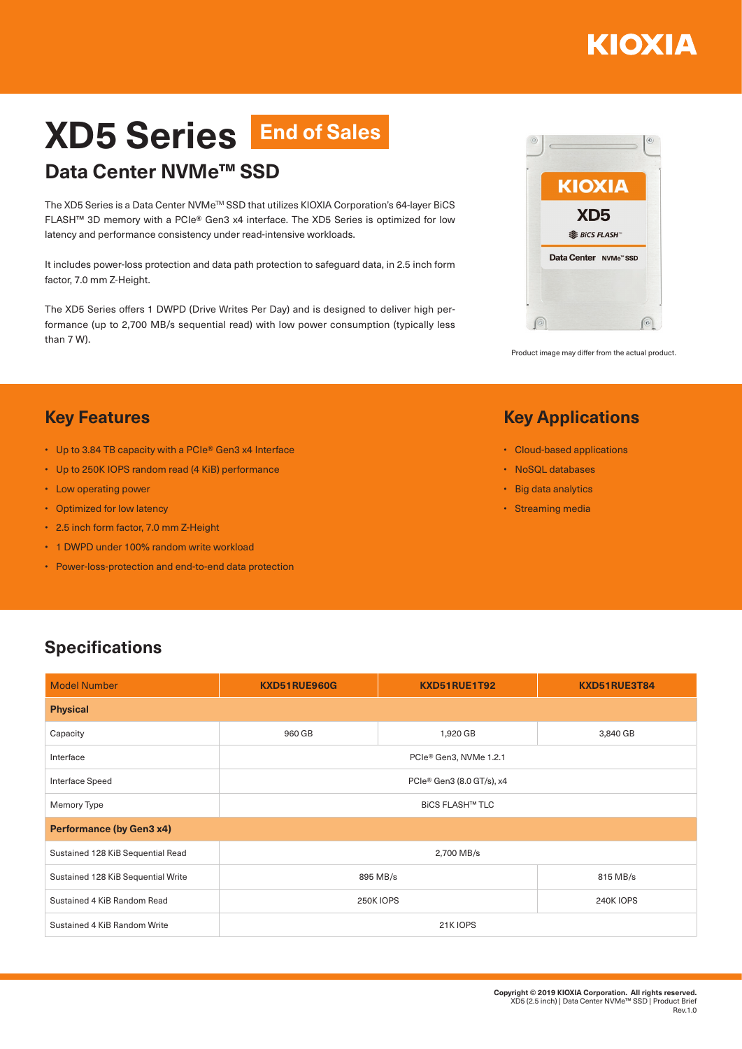# XD5 Series End of Sales

## Data Center NVMe™ SSD

The XD5 Series is a Data Center NVMe™ SSD that utilizes KIOXIA Corporation's 64-layer BiCS FLASH™ 3D memory with a PCIe® Gen3 x4 interface. The XD5 Series is optimized for low latency and performance consistency under read-intensive workloads.

It includes power-loss protection and data path protection to safeguard data, in 2.5 inch form factor, 7.0 mm Z-Height.

The XD5 Series offers 1 DWPD (Drive Writes Per Day) and is designed to deliver high performance (up to 2,700 MB/s sequential read) with low power consumption (typically less than 7 W).

Product image may differ from the actual product.

## Key Features

- Up to 3.84 TB capacity with a PCIe® Gen3 x4 Interface
- Up to 250K IOPS random read (4 KiB) performance
- Low operating power
- Optimized for low latency
- 2.5 inch form factor, 7.0 mm Z-Height
- 1 DWPD under 100% random write workload
- Power-loss-protection and end-to-end data protection

## Key Applications

- Cloud-based applications
- NoSQL databases
- Big data analytics
- Streaming media

## Specifications

| Model Number | KXD51RUE960G | KXD51RUE1T92 | KXD51RUE3T84 |
|---|---|---|---|
| **Physical** | | | |
| Capacity | 960 GB | 1,920 GB | 3,840 GB |
| Interface | PCIe® Gen3, NVMe 1.2.1 | | |
| Interface Speed | PCIe® Gen3 (8.0 GT/s), x4 | | |
| Memory Type | BiCS FLASH™ TLC | | |
| **Performance (by Gen3 x4)** | | | |
| Sustained 128 KiB Sequential Read | 2,700 MB/s | | |
| Sustained 128 KiB Sequential Write | 895 MB/s | | 815 MB/s |
| Sustained 4 KiB Random Read | 250K IOPS | | 240K IOPS |
| Sustained 4 KiB Random Write | 21K IOPS | | |

**Copyright © 2019 KIOXIA Corporation. All rights reserved.**
XD5 (2.5 inch) | Data Center NVMe™ SSD | Product Brief
Rev.1.0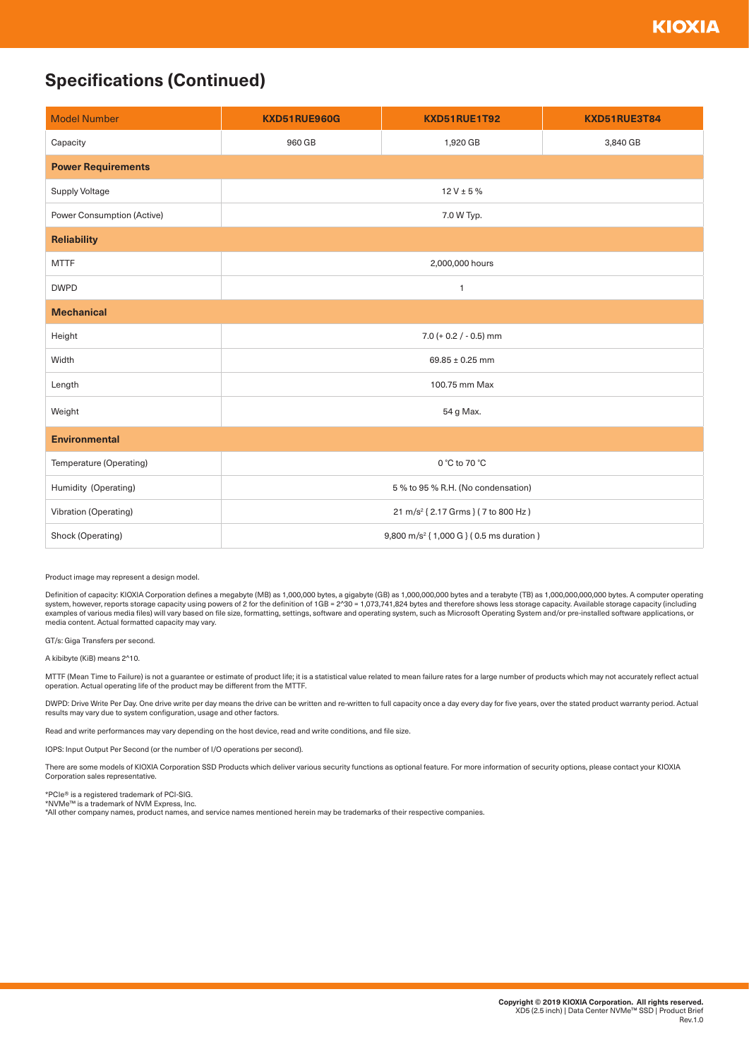## Specifications (Continued)

| Model Number | KXD51RUE960G | KXD51RUE1T92 | KXD51RUE3T84 |
|---|---|---|---|
| Capacity | 960 GB | 1,920 GB | 3,840 GB |
| **Power Requirements** | | | |
| Supply Voltage | 12 V ± 5 % | | |
| Power Consumption (Active) | 7.0 W Typ. | | |
| **Reliability** | | | |
| MTTF | 2,000,000 hours | | |
| DWPD | 1 | | |
| **Mechanical** | | | |
| Height | 7.0 (+ 0.2 / - 0.5) mm | | |
| Width | 69.85 ± 0.25 mm | | |
| Length | 100.75 mm Max | | |
| Weight | 54 g Max. | | |
| **Environmental** | | | |
| Temperature (Operating) | 0 °C to 70 °C | | |
| Humidity (Operating) | 5 % to 95 % R.H. (No condensation) | | |
| Vibration (Operating) | 21 $m/s^2$ { 2.17 Grms } ( 7 to 800 Hz ) | | |
| Shock (Operating) | 9,800 $m/s^2$ { 1,000 G } ( 0.5 ms duration ) | | |

Product image may represent a design model.

Definition of capacity: KIOXIA Corporation defines a megabyte (MB) as 1,000,000 bytes, a gigabyte (GB) as 1,000,000,000 bytes and a terabyte (TB) as 1,000,000,000,000 bytes. A computer operating system, however, reports storage capacity using powers of 2 for the definition of 1GB = 2^30 = 1,073,741,824 bytes and therefore shows less storage capacity. Available storage capacity (including examples of various media files) will vary based on file size, formatting, settings, software and operating system, such as Microsoft Operating System and/or pre-installed software applications, or media content. Actual formatted capacity may vary.

GT/s: Giga Transfers per second.

A kibibyte (KiB) means 2^10.

MTTF (Mean Time to Failure) is not a guarantee or estimate of product life; it is a statistical value related to mean failure rates for a large number of products which may not accurately reflect actual operation. Actual operating life of the product may be different from the MTTF.

DWPD: Drive Write Per Day. One drive write per day means the drive can be written and re-written to full capacity once a day every day for five years, over the stated product warranty period. Actual results may vary due to system configuration, usage and other factors.

Read and write performances may vary depending on the host device, read and write conditions, and file size.

IOPS: Input Output Per Second (or the number of I/O operations per second).

There are some models of KIOXIA Corporation SSD Products which deliver various security functions as optional feature. For more information of security options, please contact your KIOXIA Corporation sales representative.

*PCIe® is a registered trademark of PCI-SIG.
*NVMe™ is a trademark of NVM Express, Inc.
*All other company names, product names, and service names mentioned herein may be trademarks of their respective companies.

**Copyright © 2019 KIOXIA Corporation. All rights reserved.**
XD5 (2.5 inch) | Data Center NVMe™ SSD | Product Brief
Rev.1.0